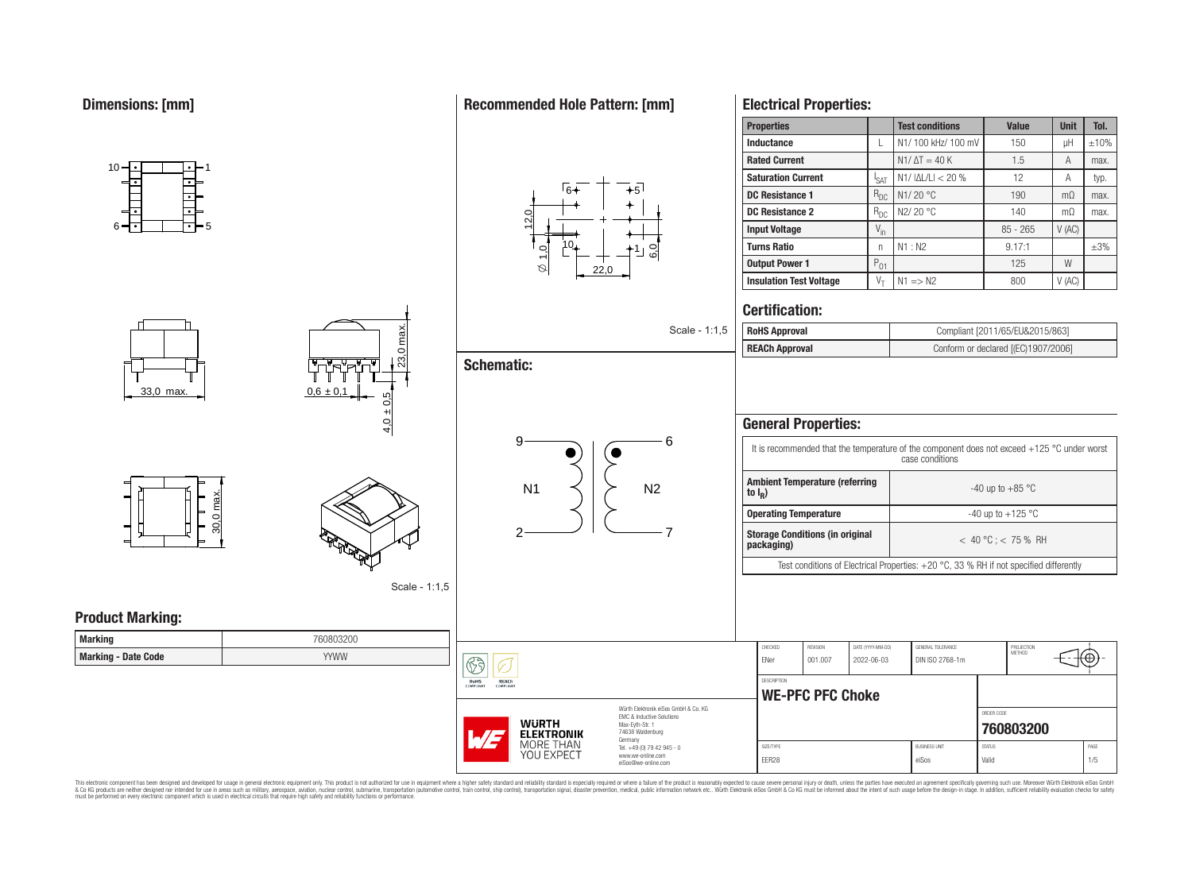## Dimensions: [mm]

33,0 max.

0,6 ± 0,1

23,0 max.

4,0 ± 0,5

30,0 max.

Scale - 1:1,5

## Recommended Hole Pattern: [mm]

12,0

Ø 1,0

22,0

6,0

Scale - 1:1,5

## Schematic:

9, 2 — N1; 6, 7 — N2

## Electrical Properties:

| Properties | | Test conditions | Value | Unit | Tol. |
|---|---|---|---|---|---|
| Inductance | L | N1/ 100 kHz/ 100 mV | 150 | µH | ±10% |
| Rated Current | | N1/ ΔT = 40 K | 1.5 | A | max. |
| Saturation Current | $I_{SAT}$ | N1/ \|ΔL/L\| < 20 % | 12 | A | typ. |
| DC Resistance 1 | $R_{DC}$ | N1/ 20 °C | 190 | mΩ | max. |
| DC Resistance 2 | $R_{DC}$ | N2/ 20 °C | 140 | mΩ | max. |
| Input Voltage | $V_{in}$ | | 85 - 265 | V (AC) | |
| Turns Ratio | n | N1 : N2 | 9.17:1 | | ±3% |
| Output Power 1 | $P_{01}$ | | 125 | W | |
| Insulation Test Voltage | $V_T$ | N1 => N2 | 800 | V (AC) | |

## Certification:

| | |
|---|---|
| RoHS Approval | Compliant [2011/65/EU&2015/863] |
| REACh Approval | Conform or declared [(EC)1907/2006] |

## General Properties:

| | |
|---|---|
| It is recommended that the temperature of the component does not exceed +125 °C under worst case conditions | |
| Ambient Temperature (referring to $I_R$) | -40 up to +85 °C |
| Operating Temperature | -40 up to +125 °C |
| Storage Conditions (in original packaging) | < 40 °C ; < 75 % RH |
| Test conditions of Electrical Properties: +20 °C, 33 % RH if not specified differently | |

## Product Marking:

| Marking | 760803200 |
|---|---|
| Marking - Date Code | YYWW |

| CHECKED | REVISION | DATE (YYYY-MM-DD) | GENERAL TOLERANCE | PROJECTION METHOD |
|---|---|---|---|---|
| ENer | 001.007 | 2022-06-03 | DIN ISO 2768-1m | |

DESCRIPTION: **WE-PFC PFC Choke**

ORDER CODE: **760803200**

| SIZE/TYPE | BUSINESS UNIT | STATUS | PAGE |
|---|---|---|---|
| EER28 | eiSos | Valid | 1/5 |

Würth Elektronik eiSos GmbH & Co. KG
EMC & Inductive Solutions
Max-Eyth-Str. 1
74638 Waldenburg
Germany
Tel. +49 (0) 79 42 945 - 0
www.we-online.com
eiSos@we-online.com

WÜRTH ELEKTRONIK MORE THAN YOU EXPECT

This electronic component has been designed and developed for usage in general electronic equipment only. This product is not authorized for use in equipment where a higher safety standard and reliability standard is especially required or where a failure of the product is reasonably expected to cause severe personal injury or death, unless the parties have executed an agreement specifically governing such use. Moreover Würth Elektronik eiSos GmbH & Co KG products are neither designed nor intended for use in areas such as military, aerospace, aviation, nuclear control, submarine, transportation (automotive control, train control, ship control), transportation signal, disaster prevention, medical, public information network etc.. Würth Elektronik eiSos GmbH & Co KG must be informed about the intent of such usage before the design-in stage. In addition, sufficient reliability evaluation checks for safety must be performed on every electronic component which is used in electrical circuits that require high safety and reliability functions or performance.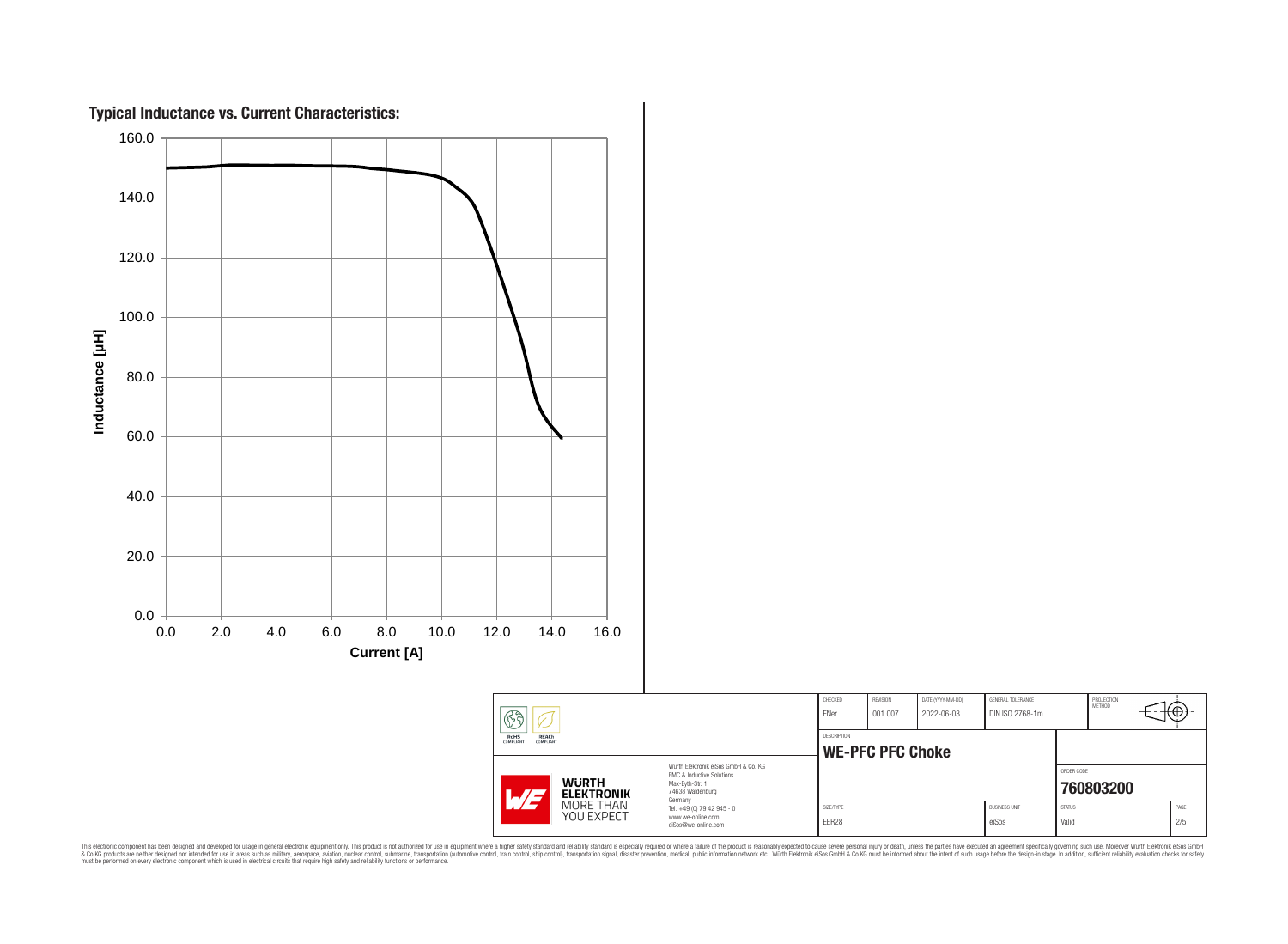## Typical Inductance vs. Current Characteristics:

Inductance [µH]

160.0
140.0
120.0
100.0
80.0
60.0
40.0
20.0
0.0

0.0 2.0 4.0 6.0 8.0 10.0 12.0 14.0 16.0

Current [A]

| CHECKED | REVISION | DATE (YYYY-MM-DD) | GENERAL TOLERANCE | PROJECTION METHOD |
|---|---|---|---|---|
| ENer | 001.007 | 2022-06-03 | DIN ISO 2768-1m | |

RoHS COMPLIANT REACh COMPLIANT

Würth Elektronik eiSos GmbH & Co. KG
EMC & Inductive Solutions
Max-Eyth-Str. 1
74638 Waldenburg
Germany
Tel. +49 (0) 79 42 945 - 0
www.we-online.com
eiSos@we-online.com

WÜRTH ELEKTRONIK MORE THAN YOU EXPECT

DESCRIPTION

**WE-PFC PFC Choke**

ORDER CODE

**760803200**

| SIZE/TYPE | BUSINESS UNIT | STATUS | PAGE |
|---|---|---|---|
| EER28 | eiSos | Valid | 2/5 |

This electronic component has been designed and developed for usage in general electronic equipment only. This product is not authorized for use in equipment where a higher safety standard and reliability standard is especially required or where a failure of the product is reasonably expected to cause severe personal injury or death, unless the parties have executed an agreement specifically governing such use. Moreover Würth Elektronik eiSos GmbH & Co KG products are neither designed nor intended for use in areas such as military, aerospace, aviation, nuclear control, submarine, transportation (automotive control, train control, ship control), transportation signal, disaster prevention, medical, public information network etc.. Würth Elektronik eiSos GmbH & Co KG must be informed about the intent of such usage before the design-in stage. In addition, sufficient reliability evaluation checks for safety must be performed on every electronic component which is used in electrical circuits that require high safety and reliability functions or performance.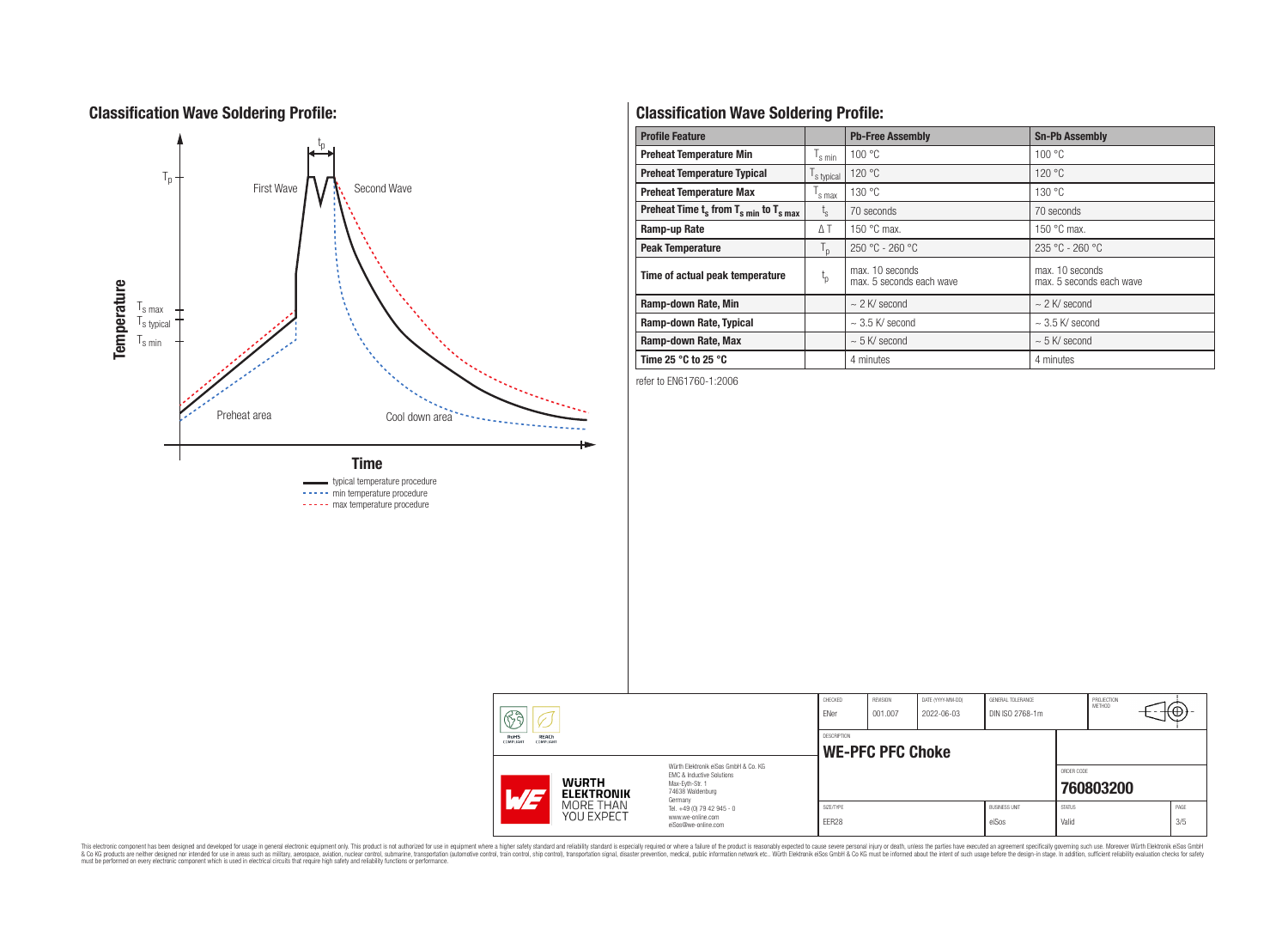## Classification Wave Soldering Profile:

Temperature

$T_p$

$T_{s\,max}$

$T_{s\,typical}$

$T_{s\,min}$

$t_p$

First Wave

Second Wave

Preheat area

Cool down area

Time

typical temperature procedure
min temperature procedure
max temperature procedure

## Classification Wave Soldering Profile:

| Profile Feature | | Pb-Free Assembly | Sn-Pb Assembly |
|---|---|---|---|
| Preheat Temperature Min | $T_{s\,min}$ | 100 °C | 100 °C |
| Preheat Temperature Typical | $T_{s\,typical}$ | 120 °C | 120 °C |
| Preheat Temperature Max | $T_{s\,max}$ | 130 °C | 130 °C |
| Preheat Time $t_s$ from $T_{s\,min}$ to $T_{s\,max}$ | $t_s$ | 70 seconds | 70 seconds |
| Ramp-up Rate | ΔT | 150 °C max. | 150 °C max. |
| Peak Temperature | $T_p$ | 250 °C - 260 °C | 235 °C - 260 °C |
| Time of actual peak temperature | $t_p$ | max. 10 seconds max. 5 seconds each wave | max. 10 seconds max. 5 seconds each wave |
| Ramp-down Rate, Min | | ~ 2 K/ second | ~ 2 K/ second |
| Ramp-down Rate, Typical | | ~ 3.5 K/ second | ~ 3.5 K/ second |
| Ramp-down Rate, Max | | ~ 5 K/ second | ~ 5 K/ second |
| Time 25 °C to 25 °C | | 4 minutes | 4 minutes |

refer to EN61760-1:2006

| CHECKED | REVISION | DATE (YYYY-MM-DD) | GENERAL TOLERANCE | PROJECTION METHOD |
|---|---|---|---|---|
| ENer | 001.007 | 2022-06-03 | DIN ISO 2768-1m | |

DESCRIPTION: **WE-PFC PFC Choke**

ORDER CODE: **760803200**

| SIZE/TYPE | BUSINESS UNIT | STATUS | PAGE |
|---|---|---|---|
| EER28 | eiSos | Valid | 3/5 |

Würth Elektronik eiSos GmbH & Co. KG
EMC & Inductive Solutions
Max-Eyth-Str. 1
74638 Waldenburg
Germany
Tel. +49 (0) 79 42 945 - 0
www.we-online.com
eiSos@we-online.com

WÜRTH ELEKTRONIK MORE THAN YOU EXPECT

This electronic component has been designed and developed for usage in general electronic equipment only. This product is not authorized for use in equipment where a higher safety standard and reliability standard is especially required or where a failure of the product is reasonably expected to cause severe personal injury or death, unless the parties have executed an agreement specifically governing such use. Moreover Würth Elektronik eiSos GmbH & Co KG products are neither designed nor intended for use in areas such as military, aerospace, aviation, nuclear control, submarine, transportation (automotive control, train control, ship control), transportation signal, disaster prevention, medical, public information network etc.. Würth Elektronik eiSos GmbH & Co KG must be informed about the intent of such usage before the design-in stage. In addition, sufficient reliability evaluation checks for safety must be performed on every electronic component which is used in electrical circuits that require high safety and reliability functions or performance.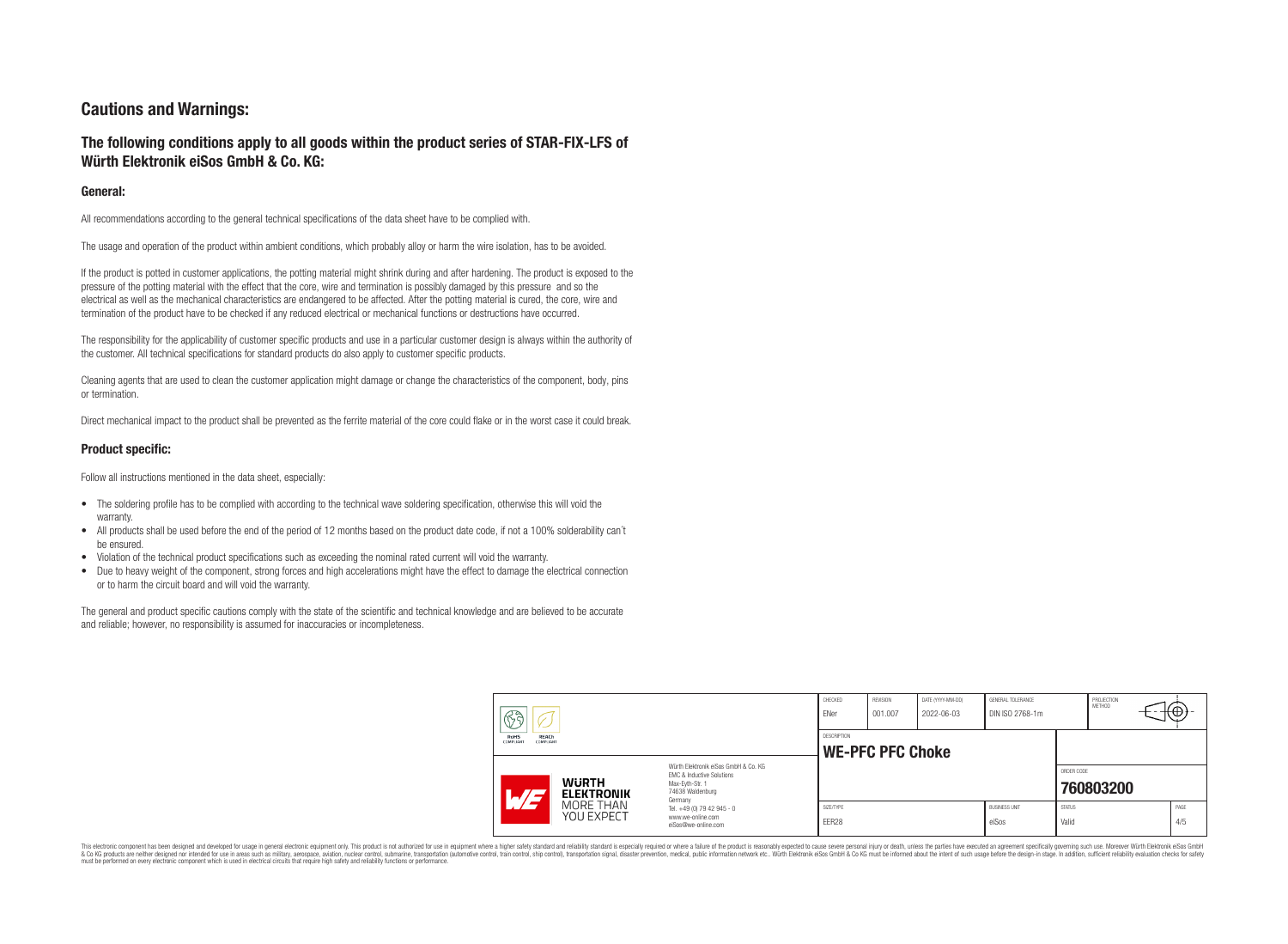# Cautions and Warnings:

## The following conditions apply to all goods within the product series of STAR-FIX-LFS of Würth Elektronik eiSos GmbH & Co. KG:

### General:

All recommendations according to the general technical specifications of the data sheet have to be complied with.

The usage and operation of the product within ambient conditions, which probably alloy or harm the wire isolation, has to be avoided.

If the product is potted in customer applications, the potting material might shrink during and after hardening. The product is exposed to the pressure of the potting material with the effect that the core, wire and termination is possibly damaged by this pressure and so the electrical as well as the mechanical characteristics are endangered to be affected. After the potting material is cured, the core, wire and termination of the product have to be checked if any reduced electrical or mechanical functions or destructions have occurred.

The responsibility for the applicability of customer specific products and use in a particular customer design is always within the authority of the customer. All technical specifications for standard products do also apply to customer specific products.

Cleaning agents that are used to clean the customer application might damage or change the characteristics of the component, body, pins or termination.

Direct mechanical impact to the product shall be prevented as the ferrite material of the core could flake or in the worst case it could break.

### Product specific:

Follow all instructions mentioned in the data sheet, especially:

- The soldering profile has to be complied with according to the technical wave soldering specification, otherwise this will void the warranty.
- All products shall be used before the end of the period of 12 months based on the product date code, if not a 100% solderability can´t be ensured.
- Violation of the technical product specifications such as exceeding the nominal rated current will void the warranty.
- Due to heavy weight of the component, strong forces and high accelerations might have the effect to damage the electrical connection or to harm the circuit board and will void the warranty.

The general and product specific cautions comply with the state of the scientific and technical knowledge and are believed to be accurate and reliable; however, no responsibility is assumed for inaccuracies or incompleteness.

| CHECKED | REVISION | DATE (YYYY-MM-DD) | GENERAL TOLERANCE | | PROJECTION METHOD |
|---|---|---|---|---|---|
| ENer | 001.007 | 2022-06-03 | DIN ISO 2768-1m | | |
| DESCRIPTION | | | | | |
| **WE-PFC PFC Choke** | | | | ORDER CODE | |
| | | | | **760803200** | |
| SIZE/TYPE | | | BUSINESS UNIT | STATUS | PAGE |
| EER28 | | | eiSos | Valid | 4/5 |

Würth Elektronik eiSos GmbH & Co. KG
EMC & Inductive Solutions
Max-Eyth-Str. 1
74638 Waldenburg
Germany
Tel. +49 (0) 79 42 945 - 0
www.we-online.com
eiSos@we-online.com

This electronic component has been designed and developed for usage in general electronic equipment only. This product is not authorized for use in equipment where a higher safety standard and reliability standard is especially required or where a failure of the product is reasonably expected to cause severe personal injury or death, unless the parties have executed an agreement specifically governing such use. Moreover Würth Elektronik eiSos GmbH & Co KG products are neither designed nor intended for use in areas such as military, aerospace, aviation, nuclear control, submarine, transportation (automotive control, train control, ship control), transportation signal, disaster prevention, medical, public information network etc.. Würth Elektronik eiSos GmbH & Co KG must be informed about the intent of such usage before the design-in stage. In addition, sufficient reliability evaluation checks for safety must be performed on every electronic component which is used in electrical circuits that require high safety and reliability functions or performance.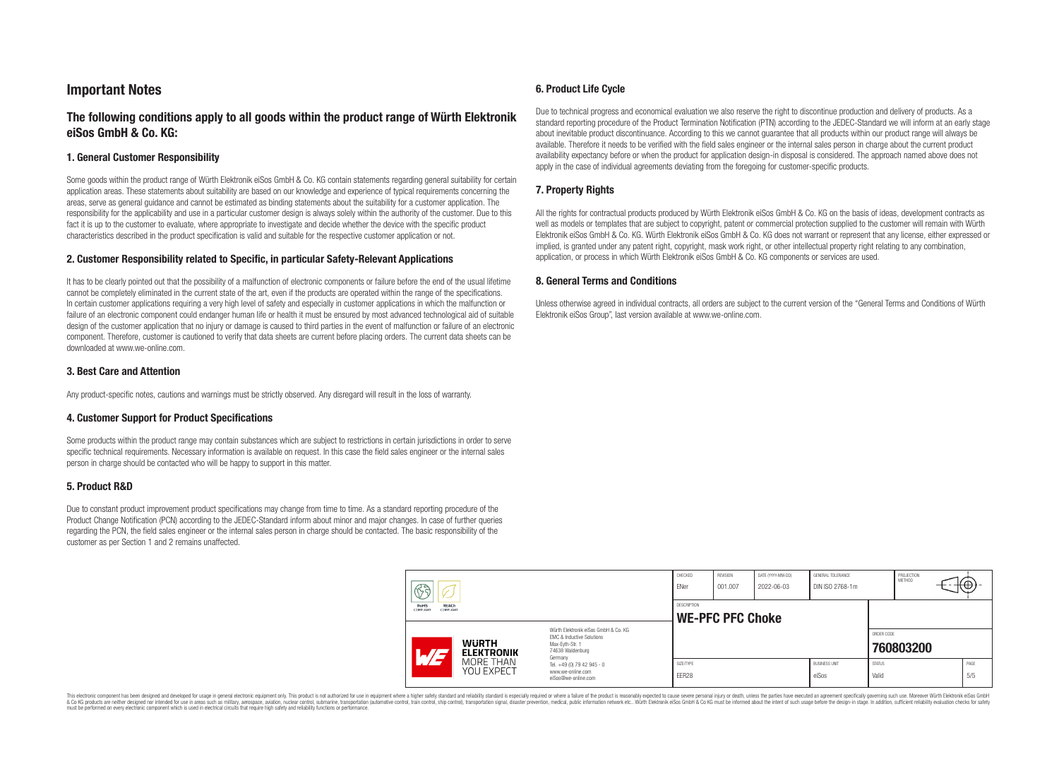# Important Notes

## The following conditions apply to all goods within the product range of Würth Elektronik eiSos GmbH & Co. KG:

### 1. General Customer Responsibility

Some goods within the product range of Würth Elektronik eiSos GmbH & Co. KG contain statements regarding general suitability for certain application areas. These statements about suitability are based on our knowledge and experience of typical requirements concerning the areas, serve as general guidance and cannot be estimated as binding statements about the suitability for a customer application. The responsibility for the applicability and use in a particular customer design is always solely within the authority of the customer. Due to this fact it is up to the customer to evaluate, where appropriate to investigate and decide whether the device with the specific product characteristics described in the product specification is valid and suitable for the respective customer application or not.

### 2. Customer Responsibility related to Specific, in particular Safety-Relevant Applications

It has to be clearly pointed out that the possibility of a malfunction of electronic components or failure before the end of the usual lifetime cannot be completely eliminated in the current state of the art, even if the products are operated within the range of the specifications. In certain customer applications requiring a very high level of safety and especially in customer applications in which the malfunction or failure of an electronic component could endanger human life or health it must be ensured by most advanced technological aid of suitable design of the customer application that no injury or damage is caused to third parties in the event of malfunction or failure of an electronic component. Therefore, customer is cautioned to verify that data sheets are current before placing orders. The current data sheets can be downloaded at www.we-online.com.

### 3. Best Care and Attention

Any product-specific notes, cautions and warnings must be strictly observed. Any disregard will result in the loss of warranty.

### 4. Customer Support for Product Specifications

Some products within the product range may contain substances which are subject to restrictions in certain jurisdictions in order to serve specific technical requirements. Necessary information is available on request. In this case the field sales engineer or the internal sales person in charge should be contacted who will be happy to support in this matter.

### 5. Product R&D

Due to constant product improvement product specifications may change from time to time. As a standard reporting procedure of the Product Change Notification (PCN) according to the JEDEC-Standard inform about minor and major changes. In case of further queries regarding the PCN, the field sales engineer or the internal sales person in charge should be contacted. The basic responsibility of the customer as per Section 1 and 2 remains unaffected.

### 6. Product Life Cycle

Due to technical progress and economical evaluation we also reserve the right to discontinue production and delivery of products. As a standard reporting procedure of the Product Termination Notification (PTN) according to the JEDEC-Standard we will inform at an early stage about inevitable product discontinuance. According to this we cannot guarantee that all products within our product range will always be available. Therefore it needs to be verified with the field sales engineer or the internal sales person in charge about the current product availability expectancy before or when the product for application design-in disposal is considered. The approach named above does not apply in the case of individual agreements deviating from the foregoing for customer-specific products.

### 7. Property Rights

All the rights for contractual products produced by Würth Elektronik eiSos GmbH & Co. KG on the basis of ideas, development contracts as well as models or templates that are subject to copyright, patent or commercial protection supplied to the customer will remain with Würth Elektronik eiSos GmbH & Co. KG. Würth Elektronik eiSos GmbH & Co. KG does not warrant or represent that any license, either expressed or implied, is granted under any patent right, copyright, mask work right, or other intellectual property right relating to any combination, application, or process in which Würth Elektronik eiSos GmbH & Co. KG components or services are used.

### 8. General Terms and Conditions

Unless otherwise agreed in individual contracts, all orders are subject to the current version of the "General Terms and Conditions of Würth Elektronik eiSos Group", last version available at www.we-online.com.

| | | | | | | |
|---|---|---|---|---|---|---|
| RoHS COMPLIANT / REACh COMPLIANT | CHECKED ENer | REVISION 001.007 | DATE (YYYY-MM-DD) 2022-06-03 | GENERAL TOLERANCE DIN ISO 2768-1m | PROJECTION METHOD | |
| | DESCRIPTION **WE-PFC PFC Choke** | | | | | |
| WÜRTH ELEKTRONIK MORE THAN YOU EXPECT — Würth Elektronik eiSos GmbH & Co. KG, EMC & Inductive Solutions, Max-Eyth-Str. 1, 74638 Waldenburg, Germany, Tel. +49 (0) 79 42 945 - 0, www.we-online.com, eiSos@we-online.com | | | | | ORDER CODE **760803200** | |
| | SIZE/TYPE EER28 | | | BUSINESS UNIT eiSos | STATUS Valid | PAGE 5/5 |

This electronic component has been designed and developed for usage in general electronic equipment only. This product is not authorized for use in equipment where a higher safety standard and reliability standard is especially required or where a failure of the product is reasonably expected to cause severe personal injury or death, unless the parties have executed an agreement specifically governing such use. Moreover Würth Elektronik eiSos GmbH & Co KG products are neither designed nor intended for use in areas such as military, aerospace, aviation, nuclear control, submarine, transportation (automotive control, train control, ship control), transportation signal, disaster prevention, medical, public information network etc.. Würth Elektronik eiSos GmbH & Co KG must be informed about the intent of such usage before the design-in stage. In addition, sufficient reliability evaluation checks for safety must be performed on every electronic component which is used in electrical circuits that require high safety and reliability functions or performance.